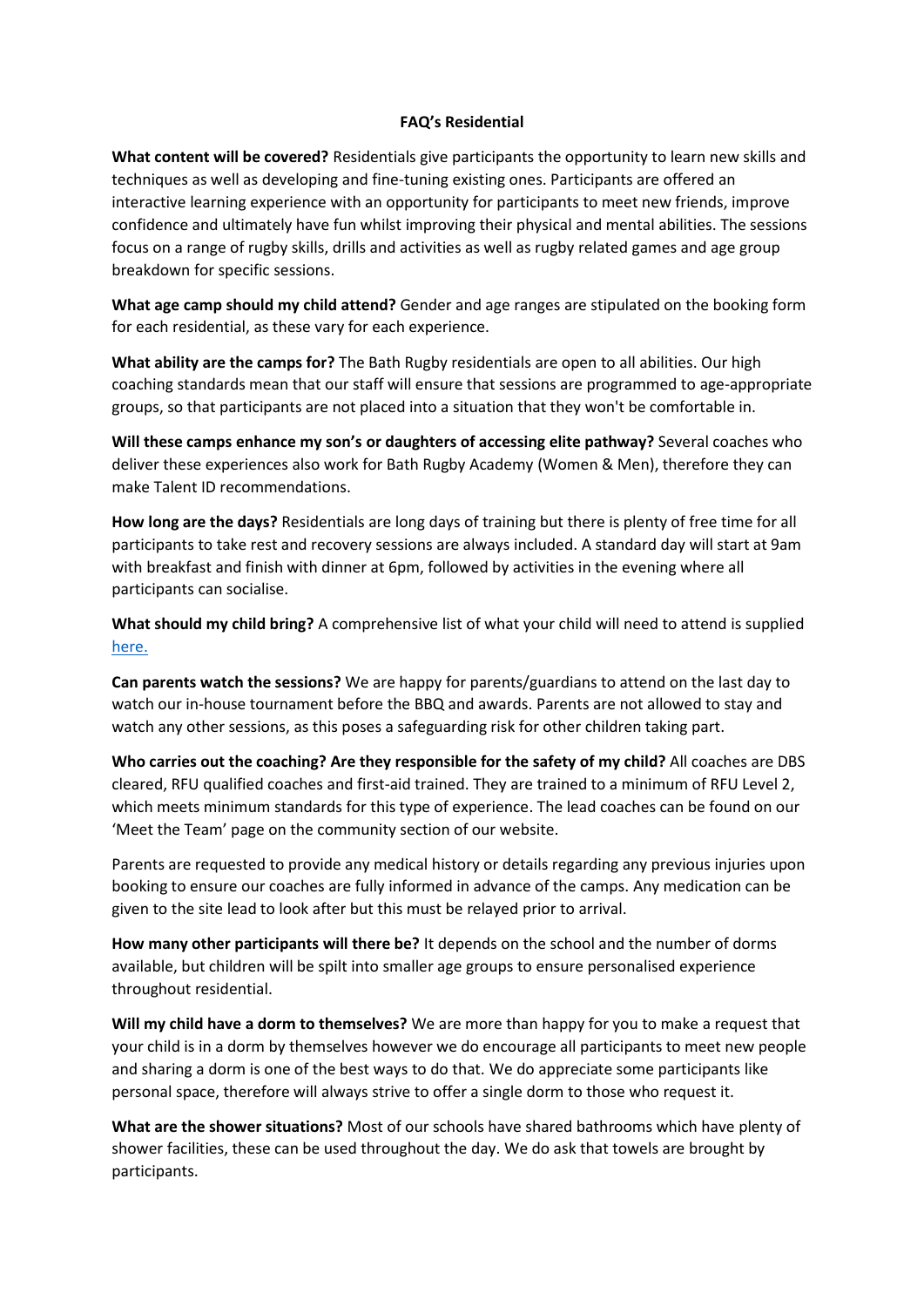# FAQ's Residential

**What content will be covered?** Residentials give participants the opportunity to learn new skills and techniques as well as developing and fine-tuning existing ones. Participants are offered an interactive learning experience with an opportunity for participants to meet new friends, improve confidence and ultimately have fun whilst improving their physical and mental abilities. The sessions focus on a range of rugby skills, drills and activities as well as rugby related games and age group breakdown for specific sessions.

**What age camp should my child attend?** Gender and age ranges are stipulated on the booking form for each residential, as these vary for each experience.

**What ability are the camps for?** The Bath Rugby residentials are open to all abilities. Our high coaching standards mean that our staff will ensure that sessions are programmed to age-appropriate groups, so that participants are not placed into a situation that they won't be comfortable in.

**Will these camps enhance my son's or daughters of accessing elite pathway?** Several coaches who deliver these experiences also work for Bath Rugby Academy (Women & Men), therefore they can make Talent ID recommendations.

**How long are the days?** Residentials are long days of training but there is plenty of free time for all participants to take rest and recovery sessions are always included. A standard day will start at 9am with breakfast and finish with dinner at 6pm, followed by activities in the evening where all participants can socialise.

**What should my child bring?** A comprehensive list of what your child will need to attend is supplied here.

**Can parents watch the sessions?** We are happy for parents/guardians to attend on the last day to watch our in-house tournament before the BBQ and awards. Parents are not allowed to stay and watch any other sessions, as this poses a safeguarding risk for other children taking part.

**Who carries out the coaching? Are they responsible for the safety of my child?** All coaches are DBS cleared, RFU qualified coaches and first-aid trained. They are trained to a minimum of RFU Level 2, which meets minimum standards for this type of experience. The lead coaches can be found on our 'Meet the Team' page on the community section of our website.

Parents are requested to provide any medical history or details regarding any previous injuries upon booking to ensure our coaches are fully informed in advance of the camps. Any medication can be given to the site lead to look after but this must be relayed prior to arrival.

**How many other participants will there be?** It depends on the school and the number of dorms available, but children will be spilt into smaller age groups to ensure personalised experience throughout residential.

**Will my child have a dorm to themselves?** We are more than happy for you to make a request that your child is in a dorm by themselves however we do encourage all participants to meet new people and sharing a dorm is one of the best ways to do that. We do appreciate some participants like personal space, therefore will always strive to offer a single dorm to those who request it.

**What are the shower situations?** Most of our schools have shared bathrooms which have plenty of shower facilities, these can be used throughout the day. We do ask that towels are brought by participants.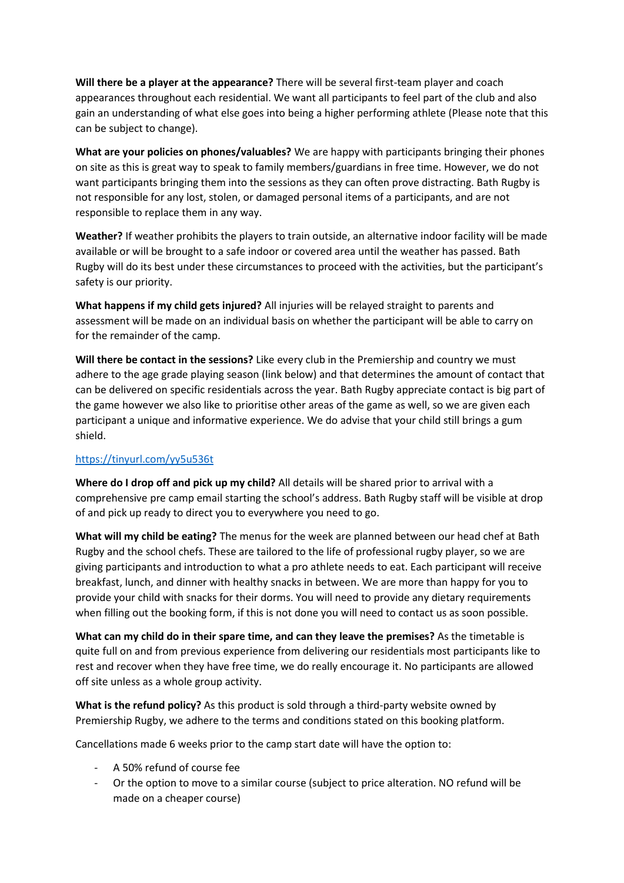**Will there be a player at the appearance?** There will be several first-team player and coach appearances throughout each residential. We want all participants to feel part of the club and also gain an understanding of what else goes into being a higher performing athlete (Please note that this can be subject to change).

**What are your policies on phones/valuables?** We are happy with participants bringing their phones on site as this is great way to speak to family members/guardians in free time. However, we do not want participants bringing them into the sessions as they can often prove distracting. Bath Rugby is not responsible for any lost, stolen, or damaged personal items of a participants, and are not responsible to replace them in any way.

**Weather?** If weather prohibits the players to train outside, an alternative indoor facility will be made available or will be brought to a safe indoor or covered area until the weather has passed. Bath Rugby will do its best under these circumstances to proceed with the activities, but the participant's safety is our priority.

**What happens if my child gets injured?** All injuries will be relayed straight to parents and assessment will be made on an individual basis on whether the participant will be able to carry on for the remainder of the camp.

**Will there be contact in the sessions?** Like every club in the Premiership and country we must adhere to the age grade playing season (link below) and that determines the amount of contact that can be delivered on specific residentials across the year. Bath Rugby appreciate contact is big part of the game however we also like to prioritise other areas of the game as well, so we are given each participant a unique and informative experience. We do advise that your child still brings a gum shield.

https://tinyurl.com/yy5u536t

**Where do I drop off and pick up my child?** All details will be shared prior to arrival with a comprehensive pre camp email starting the school's address. Bath Rugby staff will be visible at drop of and pick up ready to direct you to everywhere you need to go.

**What will my child be eating?** The menus for the week are planned between our head chef at Bath Rugby and the school chefs. These are tailored to the life of professional rugby player, so we are giving participants and introduction to what a pro athlete needs to eat. Each participant will receive breakfast, lunch, and dinner with healthy snacks in between. We are more than happy for you to provide your child with snacks for their dorms. You will need to provide any dietary requirements when filling out the booking form, if this is not done you will need to contact us as soon possible.

**What can my child do in their spare time, and can they leave the premises?** As the timetable is quite full on and from previous experience from delivering our residentials most participants like to rest and recover when they have free time, we do really encourage it. No participants are allowed off site unless as a whole group activity.

**What is the refund policy?** As this product is sold through a third-party website owned by Premiership Rugby, we adhere to the terms and conditions stated on this booking platform.

Cancellations made 6 weeks prior to the camp start date will have the option to:

- A 50% refund of course fee
- Or the option to move to a similar course (subject to price alteration. NO refund will be made on a cheaper course)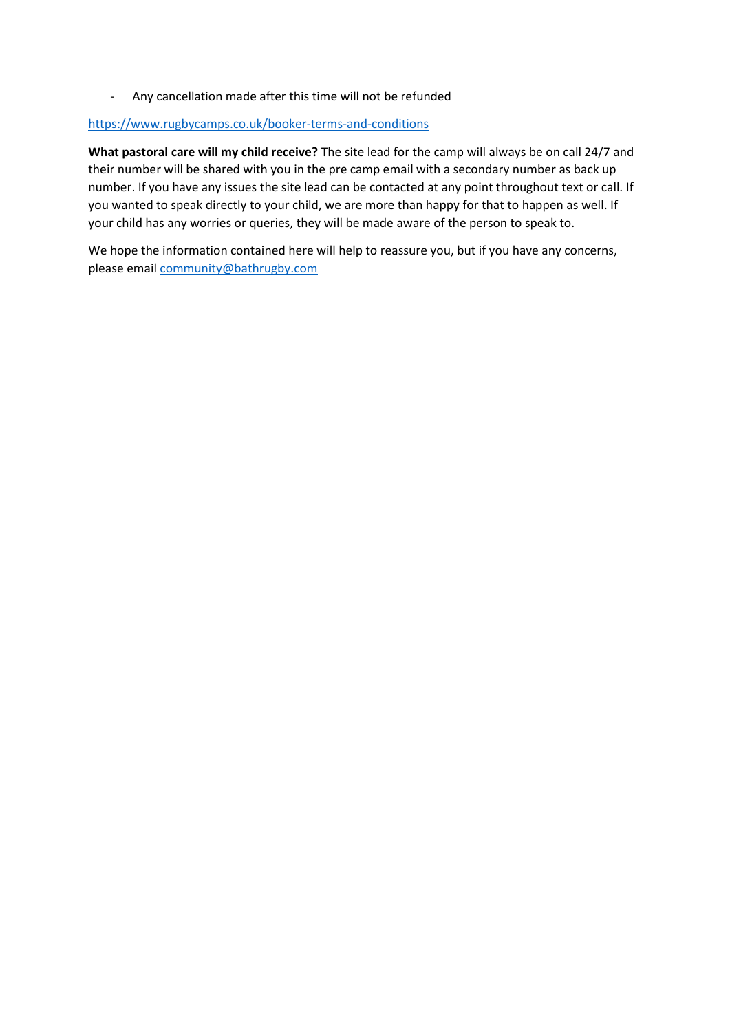- Any cancellation made after this time will not be refunded

https://www.rugbycamps.co.uk/booker-terms-and-conditions

**What pastoral care will my child receive?** The site lead for the camp will always be on call 24/7 and their number will be shared with you in the pre camp email with a secondary number as back up number. If you have any issues the site lead can be contacted at any point throughout text or call. If you wanted to speak directly to your child, we are more than happy for that to happen as well. If your child has any worries or queries, they will be made aware of the person to speak to.

We hope the information contained here will help to reassure you, but if you have any concerns, please email community@bathrugby.com